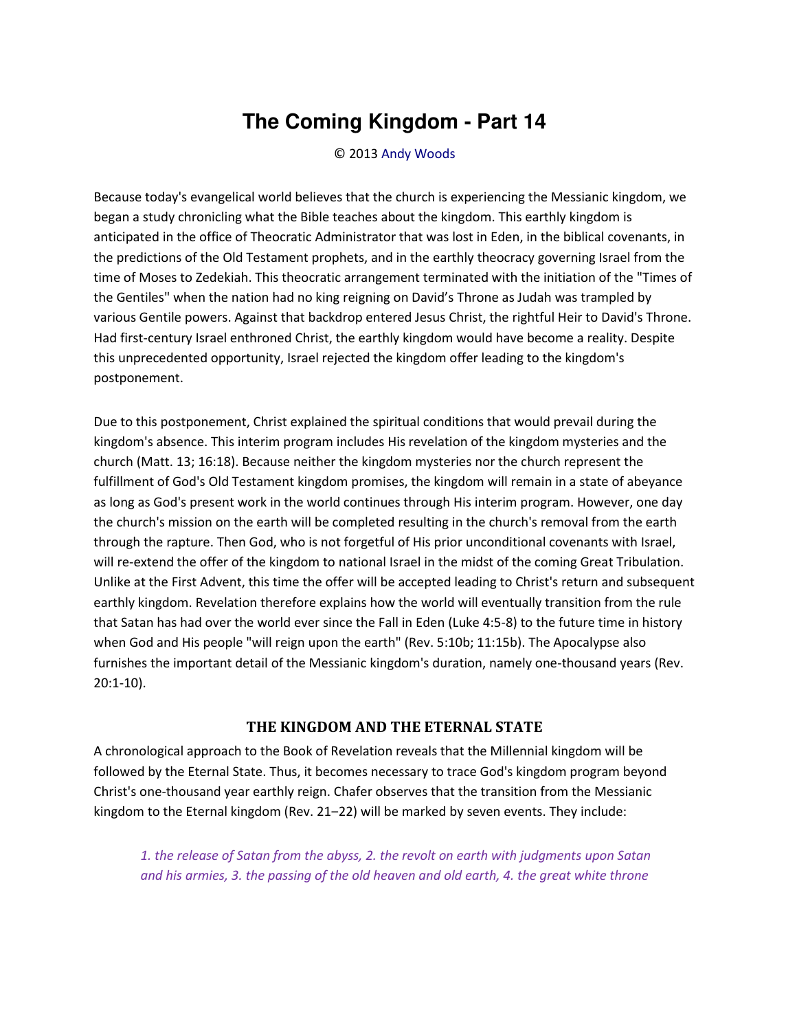# The Coming Kingdom - Part 14

© 2013 Andy Woods

Because today's evangelical world believes that the church is experiencing the Messianic kingdom, we began a study chronicling what the Bible teaches about the kingdom. This earthly kingdom is anticipated in the office of Theocratic Administrator that was lost in Eden, in the biblical covenants, in the predictions of the Old Testament prophets, and in the earthly theocracy governing Israel from the time of Moses to Zedekiah. This theocratic arrangement terminated with the initiation of the "Times of the Gentiles" when the nation had no king reigning on David's Throne as Judah was trampled by various Gentile powers. Against that backdrop entered Jesus Christ, the rightful Heir to David's Throne. Had first-century Israel enthroned Christ, the earthly kingdom would have become a reality. Despite this unprecedented opportunity, Israel rejected the kingdom offer leading to the kingdom's postponement.

Due to this postponement, Christ explained the spiritual conditions that would prevail during the kingdom's absence. This interim program includes His revelation of the kingdom mysteries and the church (Matt. 13; 16:18). Because neither the kingdom mysteries nor the church represent the fulfillment of God's Old Testament kingdom promises, the kingdom will remain in a state of abeyance as long as God's present work in the world continues through His interim program. However, one day the church's mission on the earth will be completed resulting in the church's removal from the earth through the rapture. Then God, who is not forgetful of His prior unconditional covenants with Israel, will re-extend the offer of the kingdom to national Israel in the midst of the coming Great Tribulation. Unlike at the First Advent, this time the offer will be accepted leading to Christ's return and subsequent earthly kingdom. Revelation therefore explains how the world will eventually transition from the rule that Satan has had over the world ever since the Fall in Eden (Luke 4:5-8) to the future time in history when God and His people "will reign upon the earth" (Rev. 5:10b; 11:15b). The Apocalypse also furnishes the important detail of the Messianic kingdom's duration, namely one-thousand years (Rev. 20:1-10).

## THE KINGDOM AND THE ETERNAL STATE

A chronological approach to the Book of Revelation reveals that the Millennial kingdom will be followed by the Eternal State. Thus, it becomes necessary to trace God's kingdom program beyond Christ's one-thousand year earthly reign. Chafer observes that the transition from the Messianic kingdom to the Eternal kingdom (Rev. 21–22) will be marked by seven events. They include:

> *1. the release of Satan from the abyss, 2. the revolt on earth with judgments upon Satan and his armies, 3. the passing of the old heaven and old earth, 4. the great white throne*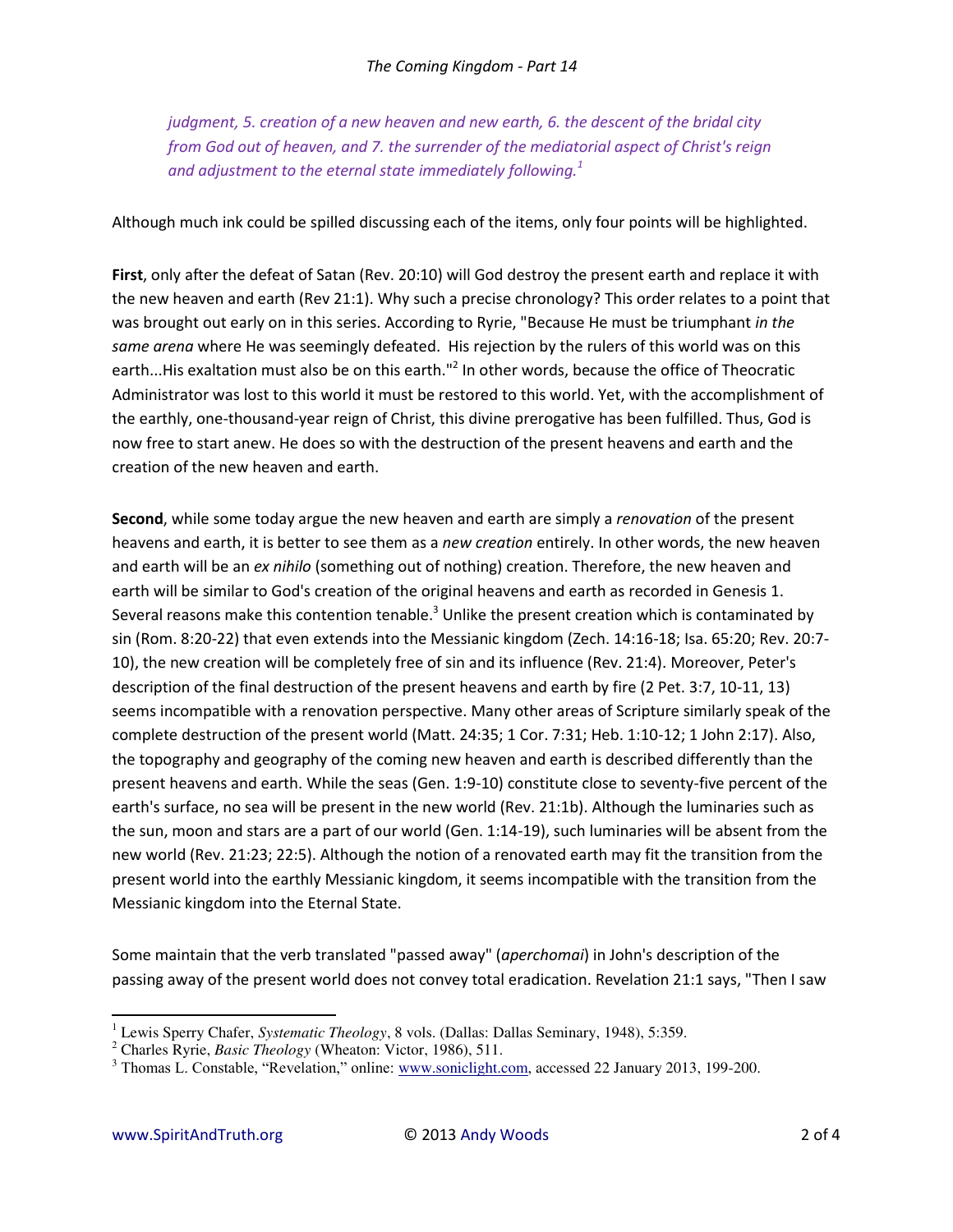*judgment, 5. creation of a new heaven and new earth, 6. the descent of the bridal city from God out of heaven, and 7. the surrender of the mediatorial aspect of Christ's reign and adjustment to the eternal state immediately following.*[1]

Although much ink could be spilled discussing each of the items, only four points will be highlighted.

**First**, only after the defeat of Satan (Rev. 20:10) will God destroy the present earth and replace it with the new heaven and earth (Rev 21:1). Why such a precise chronology? This order relates to a point that was brought out early on in this series. According to Ryrie, "Because He must be triumphant *in the same arena* where He was seemingly defeated. His rejection by the rulers of this world was on this earth...His exaltation must also be on this earth."[2] In other words, because the office of Theocratic Administrator was lost to this world it must be restored to this world. Yet, with the accomplishment of the earthly, one-thousand-year reign of Christ, this divine prerogative has been fulfilled. Thus, God is now free to start anew. He does so with the destruction of the present heavens and earth and the creation of the new heaven and earth.

**Second**, while some today argue the new heaven and earth are simply a *renovation* of the present heavens and earth, it is better to see them as a *new creation* entirely. In other words, the new heaven and earth will be an *ex nihilo* (something out of nothing) creation. Therefore, the new heaven and earth will be similar to God's creation of the original heavens and earth as recorded in Genesis 1. Several reasons make this contention tenable.[3] Unlike the present creation which is contaminated by sin (Rom. 8:20-22) that even extends into the Messianic kingdom (Zech. 14:16-18; Isa. 65:20; Rev. 20:7-10), the new creation will be completely free of sin and its influence (Rev. 21:4). Moreover, Peter's description of the final destruction of the present heavens and earth by fire (2 Pet. 3:7, 10-11, 13) seems incompatible with a renovation perspective. Many other areas of Scripture similarly speak of the complete destruction of the present world (Matt. 24:35; 1 Cor. 7:31; Heb. 1:10-12; 1 John 2:17). Also, the topography and geography of the coming new heaven and earth is described differently than the present heavens and earth. While the seas (Gen. 1:9-10) constitute close to seventy-five percent of the earth's surface, no sea will be present in the new world (Rev. 21:1b). Although the luminaries such as the sun, moon and stars are a part of our world (Gen. 1:14-19), such luminaries will be absent from the new world (Rev. 21:23; 22:5). Although the notion of a renovated earth may fit the transition from the present world into the earthly Messianic kingdom, it seems incompatible with the transition from the Messianic kingdom into the Eternal State.

Some maintain that the verb translated "passed away" (*aperchomai*) in John's description of the passing away of the present world does not convey total eradication. Revelation 21:1 says, "Then I saw

---

[1] Lewis Sperry Chafer, *Systematic Theology*, 8 vols. (Dallas: Dallas Seminary, 1948), 5:359.

[2] Charles Ryrie, *Basic Theology* (Wheaton: Victor, 1986), 511.

[3] Thomas L. Constable, "Revelation," online: www.soniclight.com, accessed 22 January 2013, 199-200.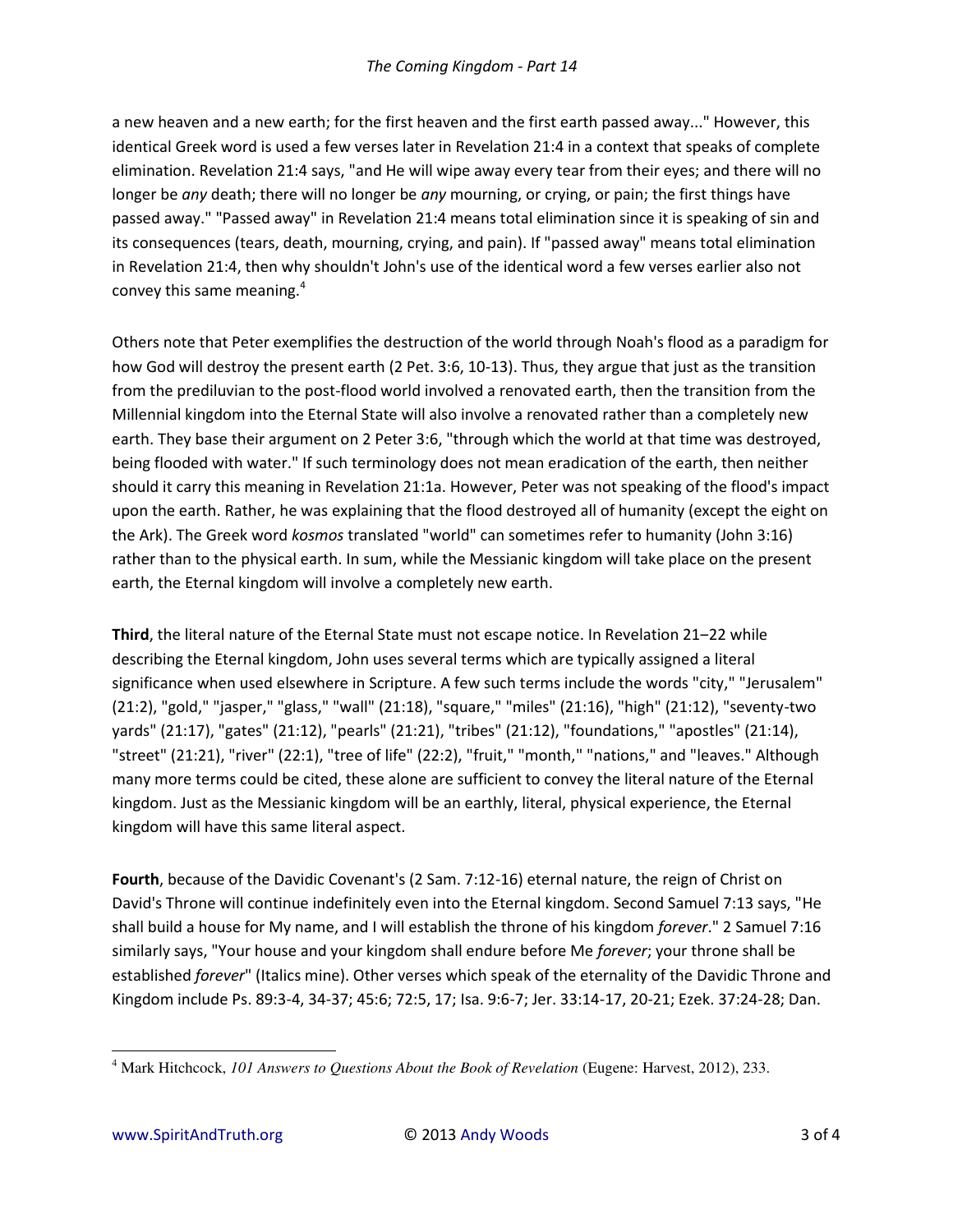a new heaven and a new earth; for the first heaven and the first earth passed away..." However, this identical Greek word is used a few verses later in Revelation 21:4 in a context that speaks of complete elimination. Revelation 21:4 says, "and He will wipe away every tear from their eyes; and there will no longer be *any* death; there will no longer be *any* mourning, or crying, or pain; the first things have passed away." "Passed away" in Revelation 21:4 means total elimination since it is speaking of sin and its consequences (tears, death, mourning, crying, and pain). If "passed away" means total elimination in Revelation 21:4, then why shouldn't John's use of the identical word a few verses earlier also not convey this same meaning.[4]

Others note that Peter exemplifies the destruction of the world through Noah's flood as a paradigm for how God will destroy the present earth (2 Pet. 3:6, 10-13). Thus, they argue that just as the transition from the prediluvian to the post-flood world involved a renovated earth, then the transition from the Millennial kingdom into the Eternal State will also involve a renovated rather than a completely new earth. They base their argument on 2 Peter 3:6, "through which the world at that time was destroyed, being flooded with water." If such terminology does not mean eradication of the earth, then neither should it carry this meaning in Revelation 21:1a. However, Peter was not speaking of the flood's impact upon the earth. Rather, he was explaining that the flood destroyed all of humanity (except the eight on the Ark). The Greek word *kosmos* translated "world" can sometimes refer to humanity (John 3:16) rather than to the physical earth. In sum, while the Messianic kingdom will take place on the present earth, the Eternal kingdom will involve a completely new earth.

**Third**, the literal nature of the Eternal State must not escape notice. In Revelation 21–22 while describing the Eternal kingdom, John uses several terms which are typically assigned a literal significance when used elsewhere in Scripture. A few such terms include the words "city," "Jerusalem" (21:2), "gold," "jasper," "glass," "wall" (21:18), "square," "miles" (21:16), "high" (21:12), "seventy-two yards" (21:17), "gates" (21:12), "pearls" (21:21), "tribes" (21:12), "foundations," "apostles" (21:14), "street" (21:21), "river" (22:1), "tree of life" (22:2), "fruit," "month," "nations," and "leaves." Although many more terms could be cited, these alone are sufficient to convey the literal nature of the Eternal kingdom. Just as the Messianic kingdom will be an earthly, literal, physical experience, the Eternal kingdom will have this same literal aspect.

**Fourth**, because of the Davidic Covenant's (2 Sam. 7:12-16) eternal nature, the reign of Christ on David's Throne will continue indefinitely even into the Eternal kingdom. Second Samuel 7:13 says, "He shall build a house for My name, and I will establish the throne of his kingdom *forever*." 2 Samuel 7:16 similarly says, "Your house and your kingdom shall endure before Me *forever*; your throne shall be established *forever*" (Italics mine). Other verses which speak of the eternality of the Davidic Throne and Kingdom include Ps. 89:3-4, 34-37; 45:6; 72:5, 17; Isa. 9:6-7; Jer. 33:14-17, 20-21; Ezek. 37:24-28; Dan.

[4] Mark Hitchcock, *101 Answers to Questions About the Book of Revelation* (Eugene: Harvest, 2012), 233.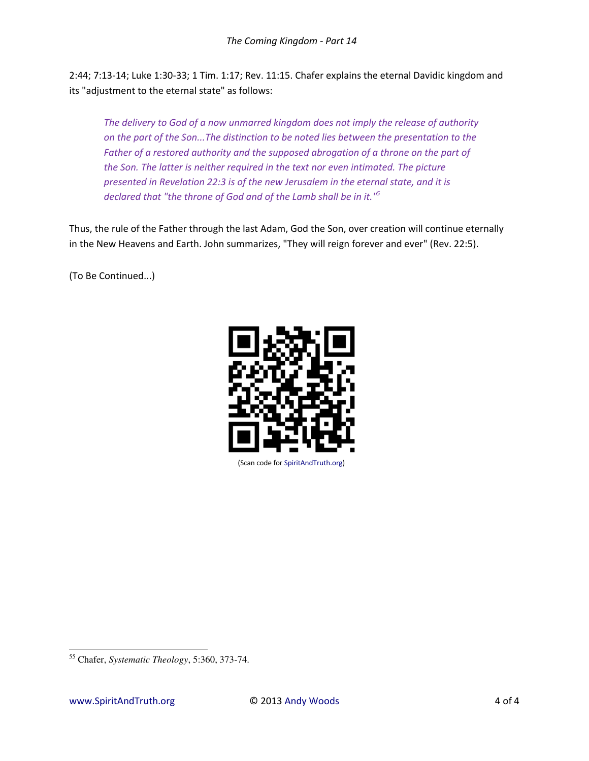2:44; 7:13-14; Luke 1:30-33; 1 Tim. 1:17; Rev. 11:15. Chafer explains the eternal Davidic kingdom and its "adjustment to the eternal state" as follows:

> *The delivery to God of a now unmarred kingdom does not imply the release of authority on the part of the Son...The distinction to be noted lies between the presentation to the Father of a restored authority and the supposed abrogation of a throne on the part of the Son. The latter is neither required in the text nor even intimated. The picture presented in Revelation 22:3 is of the new Jerusalem in the eternal state, and it is declared that "the throne of God and of the Lamb shall be in it."*[55]

Thus, the rule of the Father through the last Adam, God the Son, over creation will continue eternally in the New Heavens and Earth. John summarizes, "They will reign forever and ever" (Rev. 22:5).

(To Be Continued...)

(Scan code for SpiritAndTruth.org)

[55] Chafer, *Systematic Theology*, 5:360, 373-74.